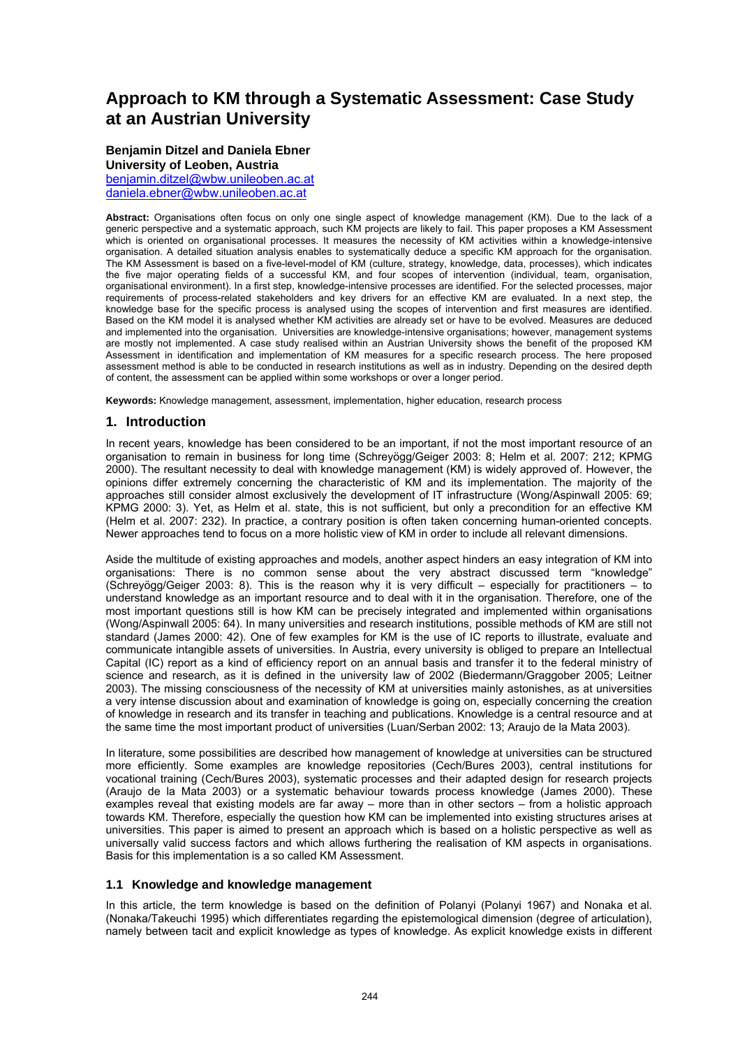# Approach to KM through a Systematic Assessment: Case Study at an Austrian University

**Benjamin Ditzel and Daniela Ebner**
**University of Leoben, Austria**
benjamin.ditzel@wbw.unileoben.ac.at
daniela.ebner@wbw.unileoben.ac.at

**Abstract:** Organisations often focus on only one single aspect of knowledge management (KM). Due to the lack of a generic perspective and a systematic approach, such KM projects are likely to fail. This paper proposes a KM Assessment which is oriented on organisational processes. It measures the necessity of KM activities within a knowledge-intensive organisation. A detailed situation analysis enables to systematically deduce a specific KM approach for the organisation. The KM Assessment is based on a five-level-model of KM (culture, strategy, knowledge, data, processes), which indicates the five major operating fields of a successful KM, and four scopes of intervention (individual, team, organisation, organisational environment). In a first step, knowledge-intensive processes are identified. For the selected processes, major requirements of process-related stakeholders and key drivers for an effective KM are evaluated. In a next step, the knowledge base for the specific process is analysed using the scopes of intervention and first measures are identified. Based on the KM model it is analysed whether KM activities are already set or have to be evolved. Measures are deduced and implemented into the organisation. Universities are knowledge-intensive organisations; however, management systems are mostly not implemented. A case study realised within an Austrian University shows the benefit of the proposed KM Assessment in identification and implementation of KM measures for a specific research process. The here proposed assessment method is able to be conducted in research institutions as well as in industry. Depending on the desired depth of content, the assessment can be applied within some workshops or over a longer period.

**Keywords:** Knowledge management, assessment, implementation, higher education, research process

## 1. Introduction

In recent years, knowledge has been considered to be an important, if not the most important resource of an organisation to remain in business for long time (Schreyögg/Geiger 2003: 8; Helm et al. 2007: 212; KPMG 2000). The resultant necessity to deal with knowledge management (KM) is widely approved of. However, the opinions differ extremely concerning the characteristic of KM and its implementation. The majority of the approaches still consider almost exclusively the development of IT infrastructure (Wong/Aspinwall 2005: 69; KPMG 2000: 3). Yet, as Helm et al. state, this is not sufficient, but only a precondition for an effective KM (Helm et al. 2007: 232). In practice, a contrary position is often taken concerning human-oriented concepts. Newer approaches tend to focus on a more holistic view of KM in order to include all relevant dimensions.

Aside the multitude of existing approaches and models, another aspect hinders an easy integration of KM into organisations: There is no common sense about the very abstract discussed term "knowledge" (Schreyögg/Geiger 2003: 8). This is the reason why it is very difficult – especially for practitioners – to understand knowledge as an important resource and to deal with it in the organisation. Therefore, one of the most important questions still is how KM can be precisely integrated and implemented within organisations (Wong/Aspinwall 2005: 64). In many universities and research institutions, possible methods of KM are still not standard (James 2000: 42). One of few examples for KM is the use of IC reports to illustrate, evaluate and communicate intangible assets of universities. In Austria, every university is obliged to prepare an Intellectual Capital (IC) report as a kind of efficiency report on an annual basis and transfer it to the federal ministry of science and research, as it is defined in the university law of 2002 (Biedermann/Graggober 2005; Leitner 2003). The missing consciousness of the necessity of KM at universities mainly astonishes, as at universities a very intense discussion about and examination of knowledge is going on, especially concerning the creation of knowledge in research and its transfer in teaching and publications. Knowledge is a central resource and at the same time the most important product of universities (Luan/Serban 2002: 13; Araujo de la Mata 2003).

In literature, some possibilities are described how management of knowledge at universities can be structured more efficiently. Some examples are knowledge repositories (Cech/Bures 2003), central institutions for vocational training (Cech/Bures 2003), systematic processes and their adapted design for research projects (Araujo de la Mata 2003) or a systematic behaviour towards process knowledge (James 2000). These examples reveal that existing models are far away – more than in other sectors – from a holistic approach towards KM. Therefore, especially the question how KM can be implemented into existing structures arises at universities. This paper is aimed to present an approach which is based on a holistic perspective as well as universally valid success factors and which allows furthering the realisation of KM aspects in organisations. Basis for this implementation is a so called KM Assessment.

### 1.1 Knowledge and knowledge management

In this article, the term knowledge is based on the definition of Polanyi (Polanyi 1967) and Nonaka et al. (Nonaka/Takeuchi 1995) which differentiates regarding the epistemological dimension (degree of articulation), namely between tacit and explicit knowledge as types of knowledge. As explicit knowledge exists in different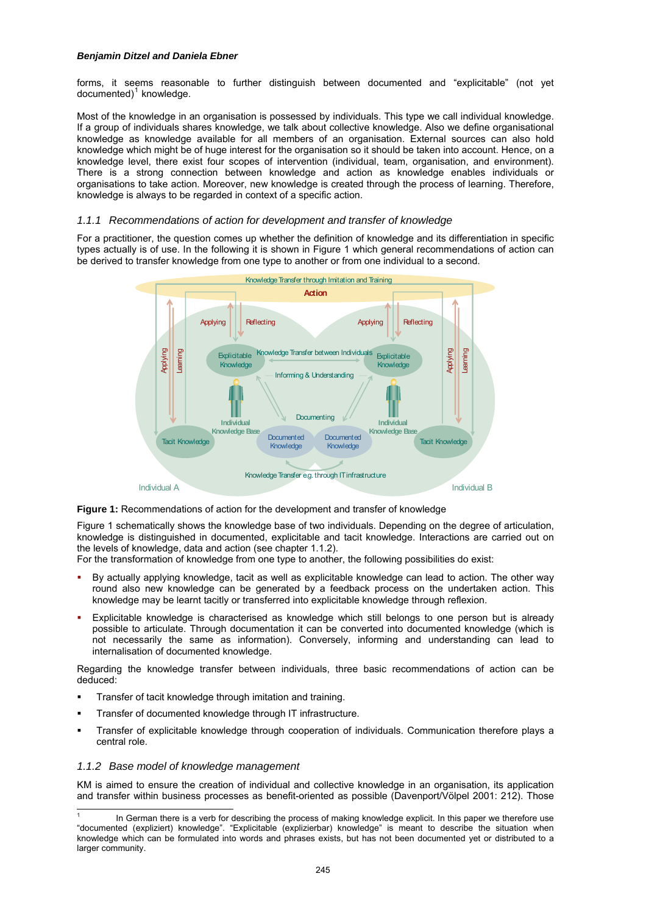forms, it seems reasonable to further distinguish between documented and "explicitable" (not yet documented)[1] knowledge.

Most of the knowledge in an organisation is possessed by individuals. This type we call individual knowledge. If a group of individuals shares knowledge, we talk about collective knowledge. Also we define organisational knowledge as knowledge available for all members of an organisation. External sources can also hold knowledge which might be of huge interest for the organisation so it should be taken into account. Hence, on a knowledge level, there exist four scopes of intervention (individual, team, organisation, and environment). There is a strong connection between knowledge and action as knowledge enables individuals or organisations to take action. Moreover, new knowledge is created through the process of learning. Therefore, knowledge is always to be regarded in context of a specific action.

### *1.1.1 Recommendations of action for development and transfer of knowledge*

For a practitioner, the question comes up whether the definition of knowledge and its differentiation in specific types actually is of use. In the following it is shown in Figure 1 which general recommendations of action can be derived to transfer knowledge from one type to another or from one individual to a second.

**Figure 1:** Recommendations of action for the development and transfer of knowledge

Figure 1 schematically shows the knowledge base of two individuals. Depending on the degree of articulation, knowledge is distinguished in documented, explicitable and tacit knowledge. Interactions are carried out on the levels of knowledge, data and action (see chapter 1.1.2).
For the transformation of knowledge from one type to another, the following possibilities do exist:

- By actually applying knowledge, tacit as well as explicitable knowledge can lead to action. The other way round also new knowledge can be generated by a feedback process on the undertaken action. This knowledge may be learnt tacitly or transferred into explicitable knowledge through reflexion.
- Explicitable knowledge is characterised as knowledge which still belongs to one person but is already possible to articulate. Through documentation it can be converted into documented knowledge (which is not necessarily the same as information). Conversely, informing and understanding can lead to internalisation of documented knowledge.

Regarding the knowledge transfer between individuals, three basic recommendations of action can be deduced:

- Transfer of tacit knowledge through imitation and training.
- Transfer of documented knowledge through IT infrastructure.
- Transfer of explicitable knowledge through cooperation of individuals. Communication therefore plays a central role.

### *1.1.2 Base model of knowledge management*

KM is aimed to ensure the creation of individual and collective knowledge in an organisation, its application and transfer within business processes as benefit-oriented as possible (Davenport/Völpel 2001: 212). Those

---

[1] In German there is a verb for describing the process of making knowledge explicit. In this paper we therefore use "documented (expliziert) knowledge". "Explicitable (explizierbar) knowledge" is meant to describe the situation when knowledge which can be formulated into words and phrases exists, but has not been documented yet or distributed to a larger community.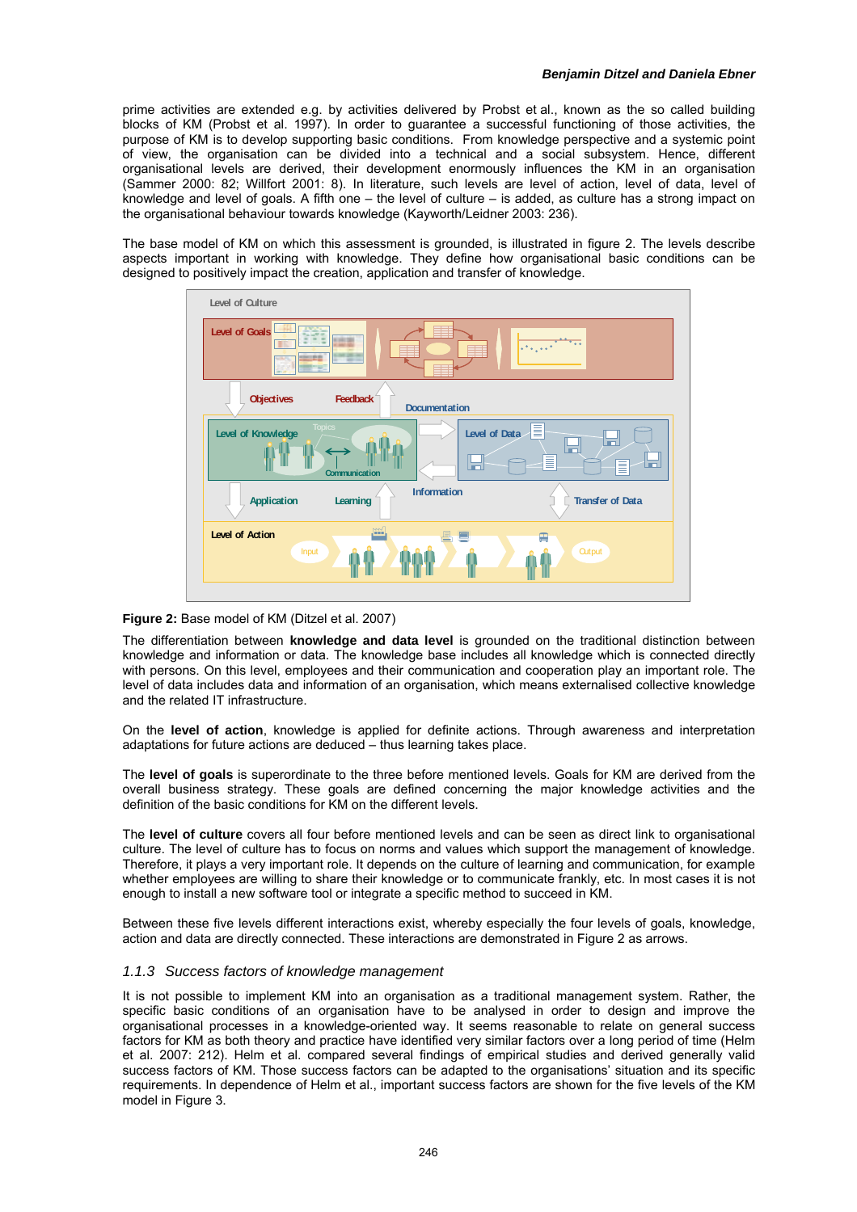prime activities are extended e.g. by activities delivered by Probst et al., known as the so called building blocks of KM (Probst et al. 1997). In order to guarantee a successful functioning of those activities, the purpose of KM is to develop supporting basic conditions. From knowledge perspective and a systemic point of view, the organisation can be divided into a technical and a social subsystem. Hence, different organisational levels are derived, their development enormously influences the KM in an organisation (Sammer 2000: 82; Willfort 2001: 8). In literature, such levels are level of action, level of data, level of knowledge and level of goals. A fifth one – the level of culture – is added, as culture has a strong impact on the organisational behaviour towards knowledge (Kayworth/Leidner 2003: 236).

The base model of KM on which this assessment is grounded, is illustrated in figure 2. The levels describe aspects important in working with knowledge. They define how organisational basic conditions can be designed to positively impact the creation, application and transfer of knowledge.

**Figure 2:** Base model of KM (Ditzel et al. 2007)

The differentiation between **knowledge and data level** is grounded on the traditional distinction between knowledge and information or data. The knowledge base includes all knowledge which is connected directly with persons. On this level, employees and their communication and cooperation play an important role. The level of data includes data and information of an organisation, which means externalised collective knowledge and the related IT infrastructure.

On the **level of action**, knowledge is applied for definite actions. Through awareness and interpretation adaptations for future actions are deduced – thus learning takes place.

The **level of goals** is superordinate to the three before mentioned levels. Goals for KM are derived from the overall business strategy. These goals are defined concerning the major knowledge activities and the definition of the basic conditions for KM on the different levels.

The **level of culture** covers all four before mentioned levels and can be seen as direct link to organisational culture. The level of culture has to focus on norms and values which support the management of knowledge. Therefore, it plays a very important role. It depends on the culture of learning and communication, for example whether employees are willing to share their knowledge or to communicate frankly, etc. In most cases it is not enough to install a new software tool or integrate a specific method to succeed in KM.

Between these five levels different interactions exist, whereby especially the four levels of goals, knowledge, action and data are directly connected. These interactions are demonstrated in Figure 2 as arrows.

### *1.1.3 Success factors of knowledge management*

It is not possible to implement KM into an organisation as a traditional management system. Rather, the specific basic conditions of an organisation have to be analysed in order to design and improve the organisational processes in a knowledge-oriented way. It seems reasonable to relate on general success factors for KM as both theory and practice have identified very similar factors over a long period of time (Helm et al. 2007: 212). Helm et al. compared several findings of empirical studies and derived generally valid success factors of KM. Those success factors can be adapted to the organisations' situation and its specific requirements. In dependence of Helm et al., important success factors are shown for the five levels of the KM model in Figure 3.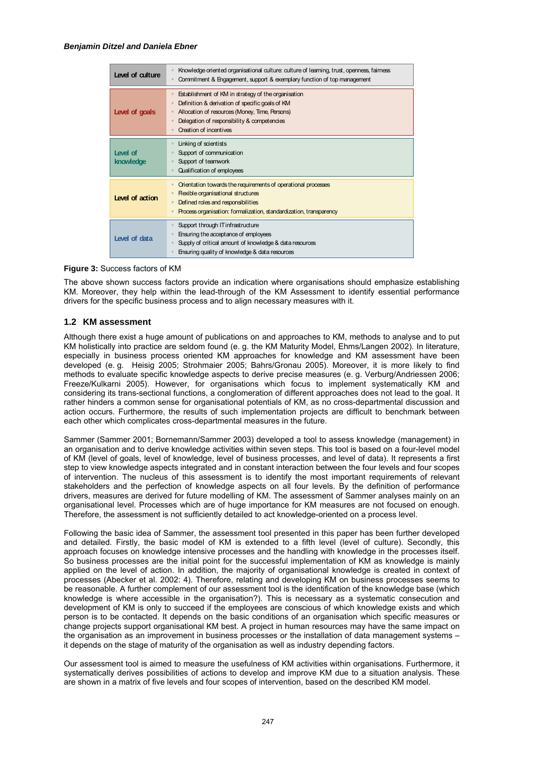| Level | Success factors |
|---|---|
| Level of culture | ▪ Knowledge oriented organisational culture: culture of learning, trust, openness, fairness<br>▪ Commitment & Engagement, support & exemplary function of top management |
| Level of goals | ▪ Establishment of KM in strategy of the organisation<br>▪ Definition & derivation of specific goals of KM<br>▪ Allocation of resources (Money, Time, Persons)<br>▪ Delegation of responsibility & competencies<br>▪ Creation of incentives |
| Level of knowledge | ▪ Linking of scientists<br>▪ Support of communication<br>▪ Support of teamwork<br>▪ Qualification of employees |
| Level of action | ▪ Orientation towards the requirements of operational processes<br>▪ Flexible organisational structures<br>▪ Defined roles and responsibilities<br>▪ Process organisation: formalization, standardization, transparency |
| Level of data | ▪ Support through IT infrastructure<br>▪ Ensuring the acceptance of employees<br>▪ Supply of critical amount of knowledge & data resources<br>▪ Ensuring quality of knowledge & data resources |

**Figure 3:** Success factors of KM

The above shown success factors provide an indication where organisations should emphasize establishing KM. Moreover, they help within the lead-through of the KM Assessment to identify essential performance drivers for the specific business process and to align necessary measures with it.

## 1.2 KM assessment

Although there exist a huge amount of publications on and approaches to KM, methods to analyse and to put KM holistically into practice are seldom found (e. g. the KM Maturity Model, Ehms/Langen 2002). In literature, especially in business process oriented KM approaches for knowledge and KM assessment have been developed (e. g. Heisig 2005; Strohmaier 2005; Bahrs/Gronau 2005). Moreover, it is more likely to find methods to evaluate specific knowledge aspects to derive precise measures (e. g. Verburg/Andriessen 2006; Freeze/Kulkarni 2005). However, for organisations which focus to implement systematically KM and considering its trans-sectional functions, a conglomeration of different approaches does not lead to the goal. It rather hinders a common sense for organisational potentials of KM, as no cross-departmental discussion and action occurs. Furthermore, the results of such implementation projects are difficult to benchmark between each other which complicates cross-departmental measures in the future.

Sammer (Sammer 2001; Bornemann/Sammer 2003) developed a tool to assess knowledge (management) in an organisation and to derive knowledge activities within seven steps. This tool is based on a four-level model of KM (level of goals, level of knowledge, level of business processes, and level of data). It represents a first step to view knowledge aspects integrated and in constant interaction between the four levels and four scopes of intervention. The nucleus of this assessment is to identify the most important requirements of relevant stakeholders and the perfection of knowledge aspects on all four levels. By the definition of performance drivers, measures are derived for future modelling of KM. The assessment of Sammer analyses mainly on an organisational level. Processes which are of huge importance for KM measures are not focused on enough. Therefore, the assessment is not sufficiently detailed to act knowledge-oriented on a process level.

Following the basic idea of Sammer, the assessment tool presented in this paper has been further developed and detailed. Firstly, the basic model of KM is extended to a fifth level (level of culture). Secondly, this approach focuses on knowledge intensive processes and the handling with knowledge in the processes itself. So business processes are the initial point for the successful implementation of KM as knowledge is mainly applied on the level of action. In addition, the majority of organisational knowledge is created in context of processes (Abecker et al. 2002: 4). Therefore, relating and developing KM on business processes seems to be reasonable. A further complement of our assessment tool is the identification of the knowledge base (which knowledge is where accessible in the organisation?). This is necessary as a systematic consecution and development of KM is only to succeed if the employees are conscious of which knowledge exists and which person is to be contacted. It depends on the basic conditions of an organisation which specific measures or change projects support organisational KM best. A project in human resources may have the same impact on the organisation as an improvement in business processes or the installation of data management systems – it depends on the stage of maturity of the organisation as well as industry depending factors.

Our assessment tool is aimed to measure the usefulness of KM activities within organisations. Furthermore, it systematically derives possibilities of actions to develop and improve KM due to a situation analysis. These are shown in a matrix of five levels and four scopes of intervention, based on the described KM model.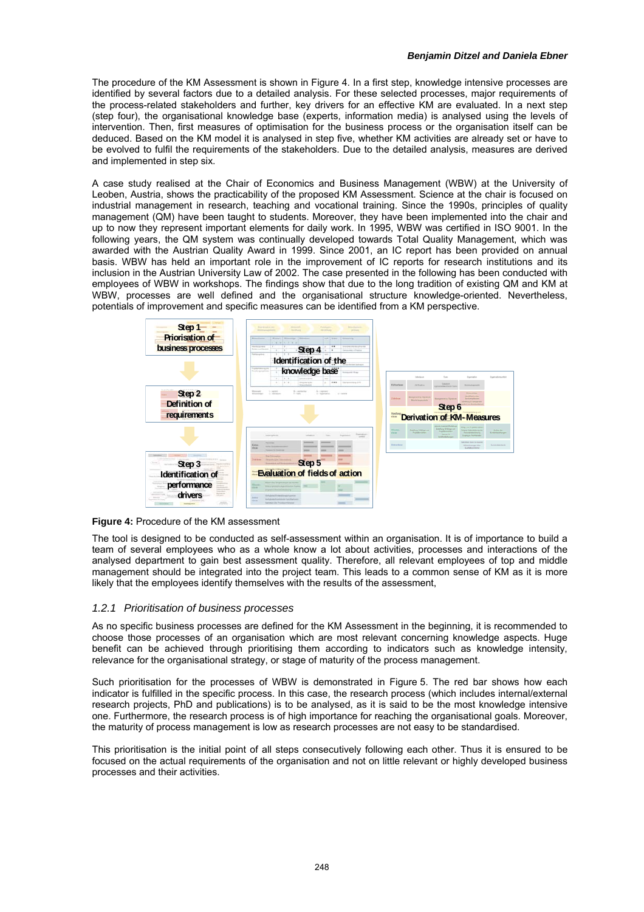The procedure of the KM Assessment is shown in Figure 4. In a first step, knowledge intensive processes are identified by several factors due to a detailed analysis. For these selected processes, major requirements of the process-related stakeholders and further, key drivers for an effective KM are evaluated. In a next step (step four), the organisational knowledge base (experts, information media) is analysed using the levels of intervention. Then, first measures of optimisation for the business process or the organisation itself can be deduced. Based on the KM model it is analysed in step five, whether KM activities are already set or have to be evolved to fulfil the requirements of the stakeholders. Due to the detailed analysis, measures are derived and implemented in step six.

A case study realised at the Chair of Economics and Business Management (WBW) at the University of Leoben, Austria, shows the practicability of the proposed KM Assessment. Science at the chair is focused on industrial management in research, teaching and vocational training. Since the 1990s, principles of quality management (QM) have been taught to students. Moreover, they have been implemented into the chair and up to now they represent important elements for daily work. In 1995, WBW was certified in ISO 9001. In the following years, the QM system was continually developed towards Total Quality Management, which was awarded with the Austrian Quality Award in 1999. Since 2001, an IC report has been provided on annual basis. WBW has held an important role in the improvement of IC reports for research institutions and its inclusion in the Austrian University Law of 2002. The case presented in the following has been conducted with employees of WBW in workshops. The findings show that due to the long tradition of existing QM and KM at WBW, processes are well defined and the organisational structure knowledge-oriented. Nevertheless, potentials of improvement and specific measures can be identified from a KM perspective.

Step 1 Priorisation of business processes

Step 2 Definition of requirements

Step 3 Identification of performance drivers

Step 4 Identification of the knowledge base

Step 5 Evaluation of fields of action

Step 6 Derivation of KM-Measures

**Figure 4:** Procedure of the KM assessment

The tool is designed to be conducted as self-assessment within an organisation. It is of importance to build a team of several employees who as a whole know a lot about activities, processes and interactions of the analysed department to gain best assessment quality. Therefore, all relevant employees of top and middle management should be integrated into the project team. This leads to a common sense of KM as it is more likely that the employees identify themselves with the results of the assessment,

### *1.2.1 Prioritisation of business processes*

As no specific business processes are defined for the KM Assessment in the beginning, it is recommended to choose those processes of an organisation which are most relevant concerning knowledge aspects. Huge benefit can be achieved through prioritising them according to indicators such as knowledge intensity, relevance for the organisational strategy, or stage of maturity of the process management.

Such prioritisation for the processes of WBW is demonstrated in Figure 5. The red bar shows how each indicator is fulfilled in the specific process. In this case, the research process (which includes internal/external research projects, PhD and publications) is to be analysed, as it is said to be the most knowledge intensive one. Furthermore, the research process is of high importance for reaching the organisational goals. Moreover, the maturity of process management is low as research processes are not easy to be standardised.

This prioritisation is the initial point of all steps consecutively following each other. Thus it is ensured to be focused on the actual requirements of the organisation and not on little relevant or highly developed business processes and their activities.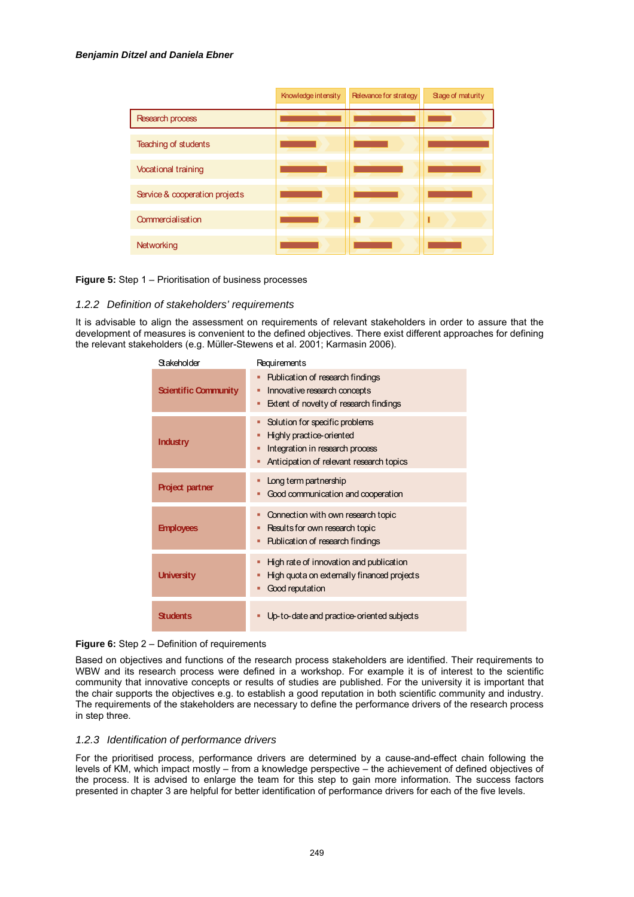| | Knowledge intensity | Relevance for strategy | Stage of maturity |
|---|---|---|---|
| Research process | | | |
| Teaching of students | | | |
| Vocational training | | | |
| Service & cooperation projects | | | |
| Commercialisation | | | |
| Networking | | | |

**Figure 5:** Step 1 – Prioritisation of business processes

### 1.2.2 *Definition of stakeholders' requirements*

It is advisable to align the assessment on requirements of relevant stakeholders in order to assure that the development of measures is convenient to the defined objectives. There exist different approaches for defining the relevant stakeholders (e.g. Müller-Stewens et al. 2001; Karmasin 2006).

| Stakeholder | Requirements |
|---|---|
| **Scientific Community** | ▪ Publication of research findings<br>▪ Innovative research concepts<br>▪ Extent of novelty of research findings |
| **Industry** | ▪ Solution for specific problems<br>▪ Highly practice-oriented<br>▪ Integration in research process<br>▪ Anticipation of relevant research topics |
| **Project partner** | ▪ Long term partnership<br>▪ Good communication and cooperation |
| **Employees** | ▪ Connection with own research topic<br>▪ Results for own research topic<br>▪ Publication of research findings |
| **University** | ▪ High rate of innovation and publication<br>▪ High quota on externally financed projects<br>▪ Good reputation |
| **Students** | ▪ Up-to-date and practice-oriented subjects |

**Figure 6:** Step 2 – Definition of requirements

Based on objectives and functions of the research process stakeholders are identified. Their requirements to WBW and its research process were defined in a workshop. For example it is of interest to the scientific community that innovative concepts or results of studies are published. For the university it is important that the chair supports the objectives e.g. to establish a good reputation in both scientific community and industry. The requirements of the stakeholders are necessary to define the performance drivers of the research process in step three.

### 1.2.3 *Identification of performance drivers*

For the prioritised process, performance drivers are determined by a cause-and-effect chain following the levels of KM, which impact mostly – from a knowledge perspective – the achievement of defined objectives of the process. It is advised to enlarge the team for this step to gain more information. The success factors presented in chapter 3 are helpful for better identification of performance drivers for each of the five levels.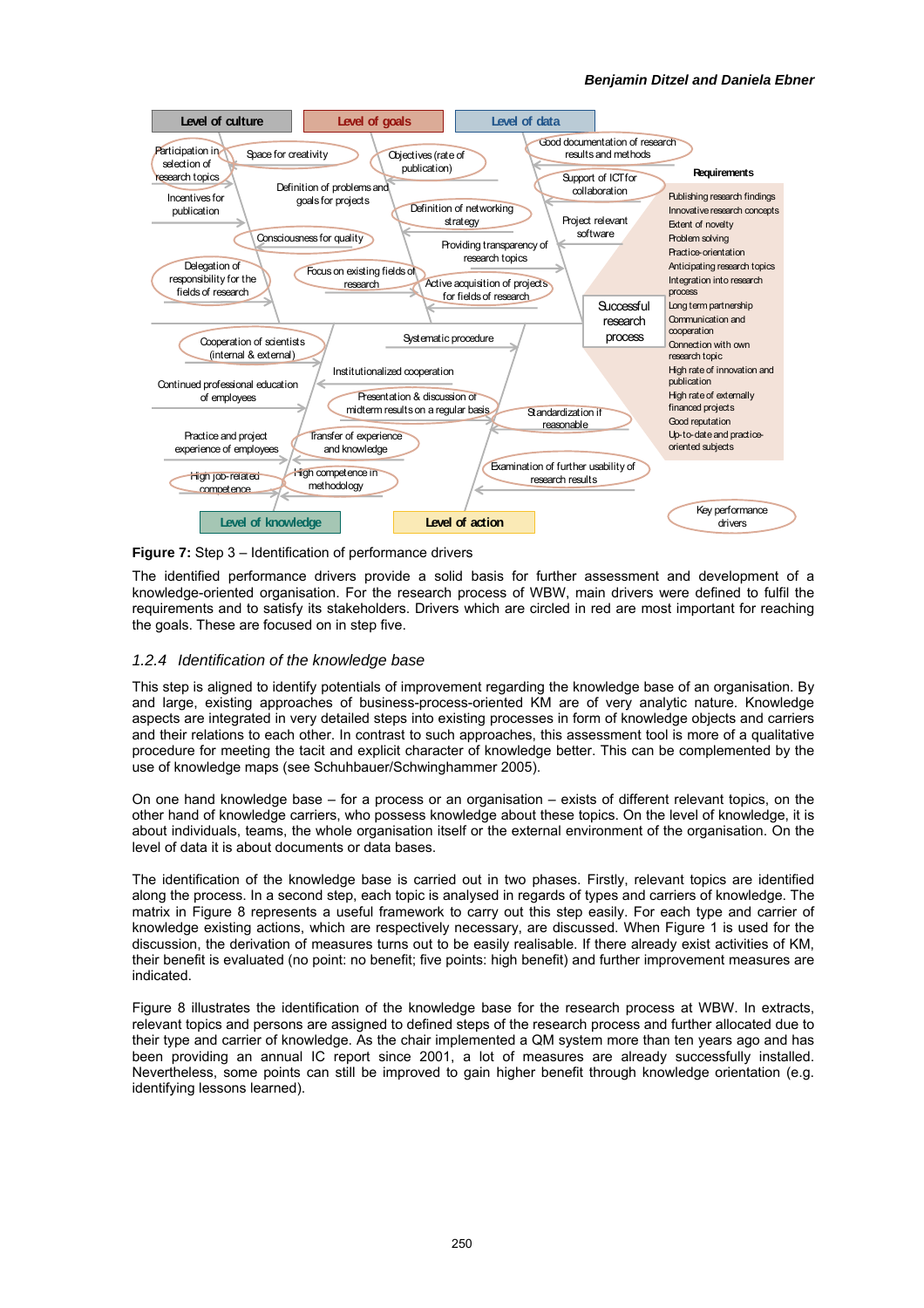Level of culture | Level of goals | Level of data

Participation in selection of research topics — Space for creativity — Objectives (rate of publication) — Good documentation of research results and methods

Incentives for publication — Definition of problems and goals for projects — Definition of networking strategy — Support of ICT for collaboration

Consciousness for quality — Providing transparency of research topics — Project relevant software

Delegation of responsibility for the fields of research — Focus on existing fields of research — Active acquisition of projects for fields of research

Successful research process

Cooperation of scientists (internal & external) — Systematic procedure

Continued professional education of employees — Institutionalized cooperation — Presentation & discussion of midterm results on a regular basis — Standardization if reasonable

Practice and project experience of employees — Transfer of experience and knowledge — Examination of further usability of research results

High job-related competence — High competence in methodology

Level of knowledge | Level of action

**Requirements**

- Publishing research findings
- Innovative research concepts
- Extent of novelty
- Problem solving
- Practice-orientation
- Anticipating research topics
- Integration into research process
- Long term partnership
- Communication and cooperation
- Connection with own research topic
- High rate of innovation and publication
- High rate of externally financed projects
- Good reputation
- Up-to-date and practice-oriented subjects

Key performance drivers

**Figure 7:** Step 3 – Identification of performance drivers

The identified performance drivers provide a solid basis for further assessment and development of a knowledge-oriented organisation. For the research process of WBW, main drivers were defined to fulfil the requirements and to satisfy its stakeholders. Drivers which are circled in red are most important for reaching the goals. These are focused on in step five.

### *1.2.4 Identification of the knowledge base*

This step is aligned to identify potentials of improvement regarding the knowledge base of an organisation. By and large, existing approaches of business-process-oriented KM are of very analytic nature. Knowledge aspects are integrated in very detailed steps into existing processes in form of knowledge objects and carriers and their relations to each other. In contrast to such approaches, this assessment tool is more of a qualitative procedure for meeting the tacit and explicit character of knowledge better. This can be complemented by the use of knowledge maps (see Schuhbauer/Schwinghammer 2005).

On one hand knowledge base – for a process or an organisation – exists of different relevant topics, on the other hand of knowledge carriers, who possess knowledge about these topics. On the level of knowledge, it is about individuals, teams, the whole organisation itself or the external environment of the organisation. On the level of data it is about documents or data bases.

The identification of the knowledge base is carried out in two phases. Firstly, relevant topics are identified along the process. In a second step, each topic is analysed in regards of types and carriers of knowledge. The matrix in Figure 8 represents a useful framework to carry out this step easily. For each type and carrier of knowledge existing actions, which are respectively necessary, are discussed. When Figure 1 is used for the discussion, the derivation of measures turns out to be easily realisable. If there already exist activities of KM, their benefit is evaluated (no point: no benefit; five points: high benefit) and further improvement measures are indicated.

Figure 8 illustrates the identification of the knowledge base for the research process at WBW. In extracts, relevant topics and persons are assigned to defined steps of the research process and further allocated due to their type and carrier of knowledge. As the chair implemented a QM system more than ten years ago and has been providing an annual IC report since 2001, a lot of measures are already successfully installed. Nevertheless, some points can still be improved to gain higher benefit through knowledge orientation (e.g. identifying lessons learned).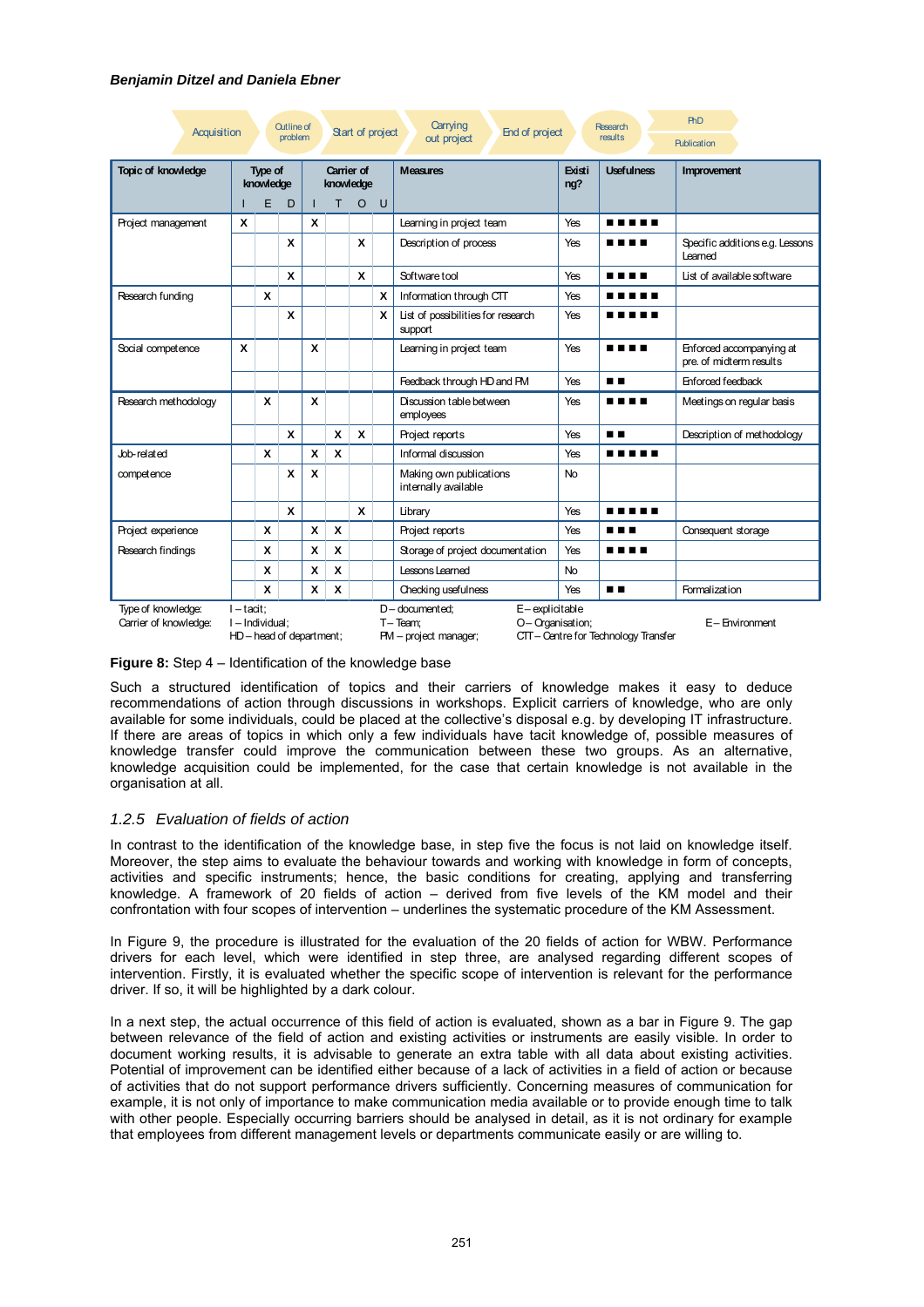Acquisition → Outline of problem → Start of project → Carrying out project → End of project → Research results → PhD / Publication

| Topic of knowledge | Type of knowledge | | | Carrier of knowledge | | | | Measures | Existing? | Usefulness | Improvement |
|---|---|---|---|---|---|---|---|---|---|---|---|
| | I | E | D | I | T | O | U | | | | |
| Project management | X | | | X | | | | Learning in project team | Yes | ■■■■■ | |
| | | | X | | | X | | Description of process | Yes | ■■■■ | Specific additions e.g. Lessons Learned |
| | | | X | | | X | | Software tool | Yes | ■■■■ | List of available software |
| Research funding | | X | | | | | X | Information through CTT | Yes | ■■■■■ | |
| | | | X | | | | X | List of possibilities for research support | Yes | ■■■■■ | |
| Social competence | X | | | X | | | | Learning in project team | Yes | ■■■■ | Enforced accompanying at pre. of midterm results |
| | | | | | | | | Feedback through HD and PM | Yes | ■■ | Enforced feedback |
| Research methodology | | X | | X | | | | Discussion table between employees | Yes | ■■■■ | Meetings on regular basis |
| | | | X | | X | X | | Project reports | Yes | ■■ | Description of methodology |
| Job-related | | X | | X | X | | | Informal discussion | Yes | ■■■■■ | |
| competence | | | X | X | | | | Making own publications internally available | No | | |
| | | | X | | | X | | Library | Yes | ■■■■■ | |
| Project experience | | X | | X | X | | | Project reports | Yes | ■■■ | Consequent storage |
| Research findings | | X | | X | X | | | Storage of project documentation | Yes | ■■■■ | |
| | | X | | X | X | | | Lessons Learned | No | | |
| | | X | | X | X | | | Checking usefulness | Yes | ■■ | Formalization |

Type of knowledge: I – tacit; D – documented; E – explicitable
Carrier of knowledge: I – Individual; T – Team; O – Organisation; E – Environment
HD – head of department; PM – project manager; CTT – Centre for Technology Transfer

**Figure 8:** Step 4 – Identification of the knowledge base

Such a structured identification of topics and their carriers of knowledge makes it easy to deduce recommendations of action through discussions in workshops. Explicit carriers of knowledge, who are only available for some individuals, could be placed at the collective's disposal e.g. by developing IT infrastructure. If there are areas of topics in which only a few individuals have tacit knowledge of, possible measures of knowledge transfer could improve the communication between these two groups. As an alternative, knowledge acquisition could be implemented, for the case that certain knowledge is not available in the organisation at all.

### *1.2.5 Evaluation of fields of action*

In contrast to the identification of the knowledge base, in step five the focus is not laid on knowledge itself. Moreover, the step aims to evaluate the behaviour towards and working with knowledge in form of concepts, activities and specific instruments; hence, the basic conditions for creating, applying and transferring knowledge. A framework of 20 fields of action – derived from five levels of the KM model and their confrontation with four scopes of intervention – underlines the systematic procedure of the KM Assessment.

In Figure 9, the procedure is illustrated for the evaluation of the 20 fields of action for WBW. Performance drivers for each level, which were identified in step three, are analysed regarding different scopes of intervention. Firstly, it is evaluated whether the specific scope of intervention is relevant for the performance driver. If so, it will be highlighted by a dark colour.

In a next step, the actual occurrence of this field of action is evaluated, shown as a bar in Figure 9. The gap between relevance of the field of action and existing activities or instruments are easily visible. In order to document working results, it is advisable to generate an extra table with all data about existing activities. Potential of improvement can be identified either because of a lack of activities in a field of action or because of activities that do not support performance drivers sufficiently. Concerning measures of communication for example, it is not only of importance to make communication media available or to provide enough time to talk with other people. Especially occurring barriers should be analysed in detail, as it is not ordinary for example that employees from different management levels or departments communicate easily or are willing to.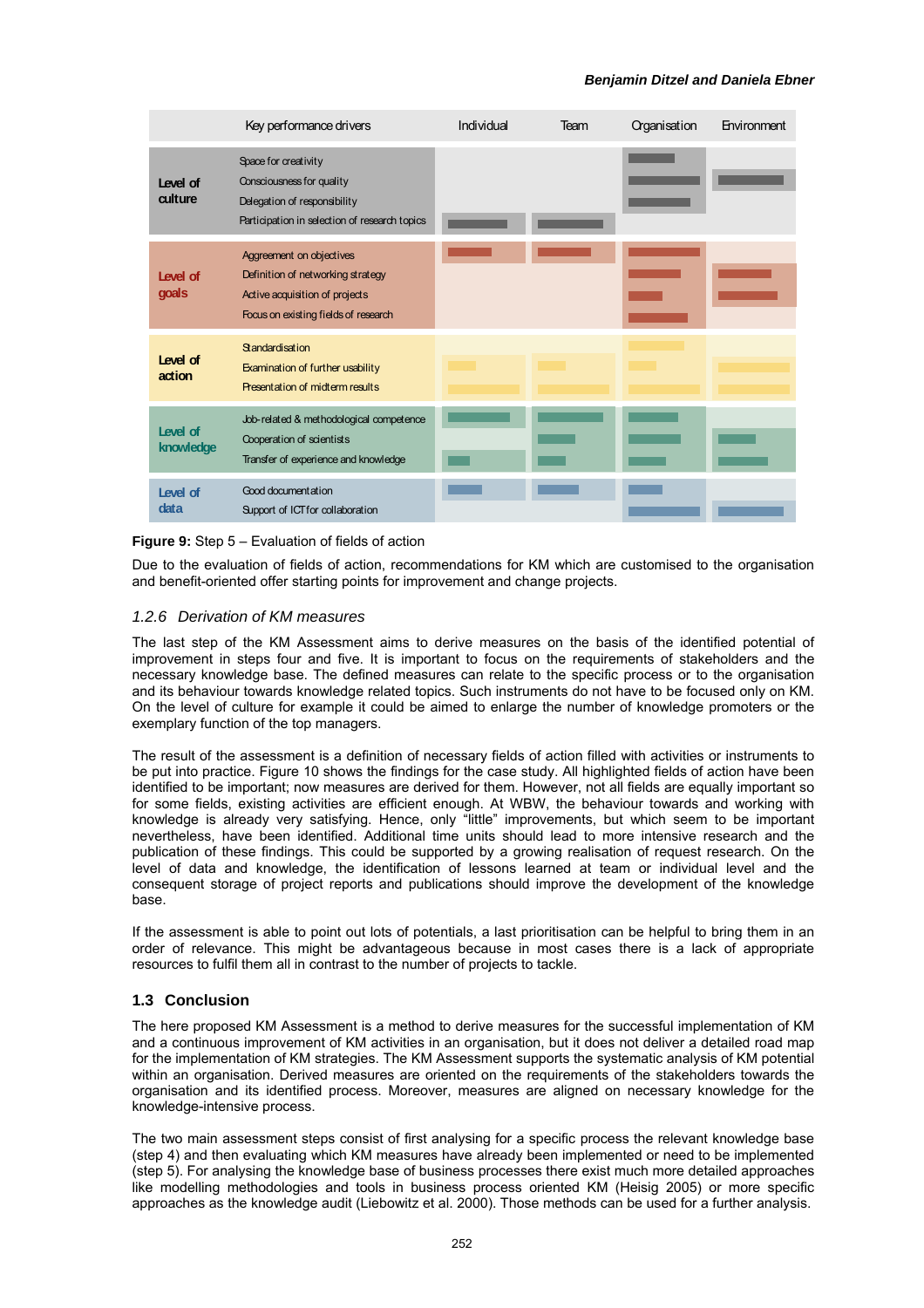| | Key performance drivers | Individual | Team | Organisation | Environment |
|---|---|---|---|---|---|
| Level of culture | Space for creativity<br>Consciousness for quality<br>Delegation of responsibility<br>Participation in selection of research topics | | | | |
| Level of goals | Aggreement on objectives<br>Definition of networking strategy<br>Active acquisition of projects<br>Focus on existing fields of research | | | | |
| Level of action | Standardisation<br>Examination of further usability<br>Presentation of midterm results | | | | |
| Level of knowledge | Job-related & methodological competence<br>Cooperation of scientists<br>Transfer of experience and knowledge | | | | |
| Level of data | Good documentation<br>Support of ICT for collaboration | | | | |

**Figure 9:** Step 5 – Evaluation of fields of action

Due to the evaluation of fields of action, recommendations for KM which are customised to the organisation and benefit-oriented offer starting points for improvement and change projects.

### *1.2.6 Derivation of KM measures*

The last step of the KM Assessment aims to derive measures on the basis of the identified potential of improvement in steps four and five. It is important to focus on the requirements of stakeholders and the necessary knowledge base. The defined measures can relate to the specific process or to the organisation and its behaviour towards knowledge related topics. Such instruments do not have to be focused only on KM. On the level of culture for example it could be aimed to enlarge the number of knowledge promoters or the exemplary function of the top managers.

The result of the assessment is a definition of necessary fields of action filled with activities or instruments to be put into practice. Figure 10 shows the findings for the case study. All highlighted fields of action have been identified to be important; now measures are derived for them. However, not all fields are equally important so for some fields, existing activities are efficient enough. At WBW, the behaviour towards and working with knowledge is already very satisfying. Hence, only "little" improvements, but which seem to be important nevertheless, have been identified. Additional time units should lead to more intensive research and the publication of these findings. This could be supported by a growing realisation of request research. On the level of data and knowledge, the identification of lessons learned at team or individual level and the consequent storage of project reports and publications should improve the development of the knowledge base.

If the assessment is able to point out lots of potentials, a last prioritisation can be helpful to bring them in an order of relevance. This might be advantageous because in most cases there is a lack of appropriate resources to fulfil them all in contrast to the number of projects to tackle.

## 1.3 Conclusion

The here proposed KM Assessment is a method to derive measures for the successful implementation of KM and a continuous improvement of KM activities in an organisation, but it does not deliver a detailed road map for the implementation of KM strategies. The KM Assessment supports the systematic analysis of KM potential within an organisation. Derived measures are oriented on the requirements of the stakeholders towards the organisation and its identified process. Moreover, measures are aligned on necessary knowledge for the knowledge-intensive process.

The two main assessment steps consist of first analysing for a specific process the relevant knowledge base (step 4) and then evaluating which KM measures have already been implemented or need to be implemented (step 5). For analysing the knowledge base of business processes there exist much more detailed approaches like modelling methodologies and tools in business process oriented KM (Heisig 2005) or more specific approaches as the knowledge audit (Liebowitz et al. 2000). Those methods can be used for a further analysis.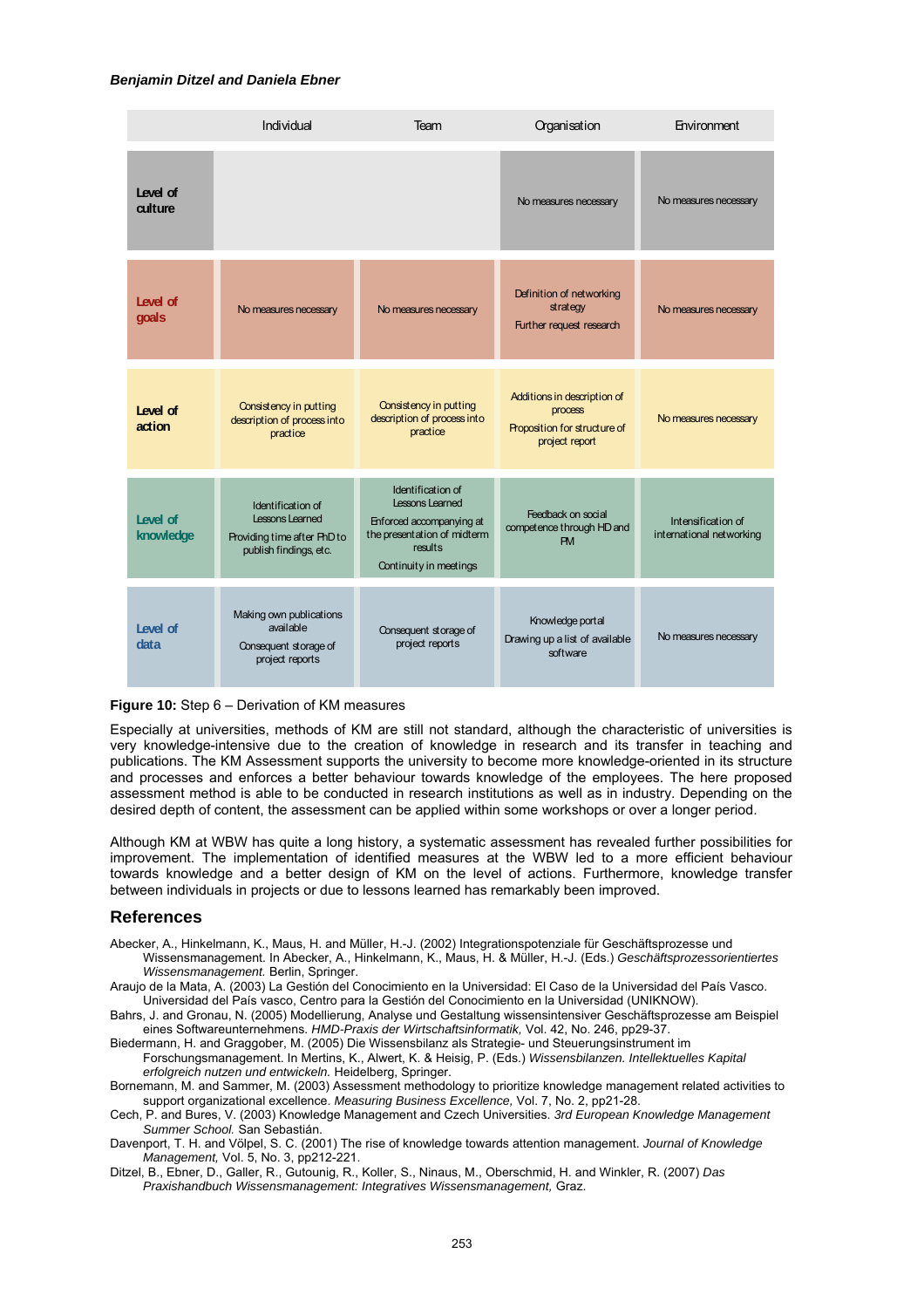| | Individual | Team | Organisation | Environment |
|---|---|---|---|---|
| **Level of culture** | | | No measures necessary | No measures necessary |
| **Level of goals** | No measures necessary | No measures necessary | Definition of networking strategy<br>Further request research | No measures necessary |
| **Level of action** | Consistency in putting description of process into practice | Consistency in putting description of process into practice | Additions in description of process<br>Proposition for structure of project report | No measures necessary |
| **Level of knowledge** | Identification of Lessons Learned<br>Providing time after PhD to publish findings, etc. | Identification of Lessons Learned<br>Enforced accompanying at the presentation of midterm results<br>Continuity in meetings | Feedback on social competence through HD and PM | Intensification of international networking |
| **Level of data** | Making own publications available<br>Consequent storage of project reports | Consequent storage of project reports | Knowledge portal<br>Drawing up a list of available software | No measures necessary |

**Figure 10:** Step 6 – Derivation of KM measures

Especially at universities, methods of KM are still not standard, although the characteristic of universities is very knowledge-intensive due to the creation of knowledge in research and its transfer in teaching and publications. The KM Assessment supports the university to become more knowledge-oriented in its structure and processes and enforces a better behaviour towards knowledge of the employees. The here proposed assessment method is able to be conducted in research institutions as well as in industry. Depending on the desired depth of content, the assessment can be applied within some workshops or over a longer period.

Although KM at WBW has quite a long history, a systematic assessment has revealed further possibilities for improvement. The implementation of identified measures at the WBW led to a more efficient behaviour towards knowledge and a better design of KM on the level of actions. Furthermore, knowledge transfer between individuals in projects or due to lessons learned has remarkably been improved.

## References

Abecker, A., Hinkelmann, K., Maus, H. and Müller, H.-J. (2002) Integrationspotenziale für Geschäftsprozesse und Wissensmanagement. In Abecker, A., Hinkelmann, K., Maus, H. & Müller, H.-J. (Eds.) *Geschäftsprozessorientiertes Wissensmanagement.* Berlin, Springer.

Araujo de la Mata, A. (2003) La Gestión del Conocimiento en la Universidad: El Caso de la Universidad del País Vasco. Universidad del País vasco, Centro para la Gestión del Conocimiento en la Universidad (UNIKNOW).

Bahrs, J. and Gronau, N. (2005) Modellierung, Analyse und Gestaltung wissensintensiver Geschäftsprozesse am Beispiel eines Softwareunternehmens. *HMD-Praxis der Wirtschaftsinformatik,* Vol. 42, No. 246, pp29-37.

Biedermann, H. and Graggober, M. (2005) Die Wissensbilanz als Strategie- und Steuerungsinstrument im Forschungsmanagement. In Mertins, K., Alwert, K. & Heisig, P. (Eds.) *Wissensbilanzen. Intellektuelles Kapital erfolgreich nutzen und entwickeln.* Heidelberg, Springer.

Bornemann, M. and Sammer, M. (2003) Assessment methodology to prioritize knowledge management related activities to support organizational excellence. *Measuring Business Excellence,* Vol. 7, No. 2, pp21-28.

Cech, P. and Bures, V. (2003) Knowledge Management and Czech Universities. *3rd European Knowledge Management Summer School.* San Sebastián.

Davenport, T. H. and Völpel, S. C. (2001) The rise of knowledge towards attention management. *Journal of Knowledge Management,* Vol. 5, No. 3, pp212-221.

Ditzel, B., Ebner, D., Galler, R., Gutounig, R., Koller, S., Ninaus, M., Oberschmid, H. and Winkler, R. (2007) *Das Praxishandbuch Wissensmanagement: Integratives Wissensmanagement,* Graz.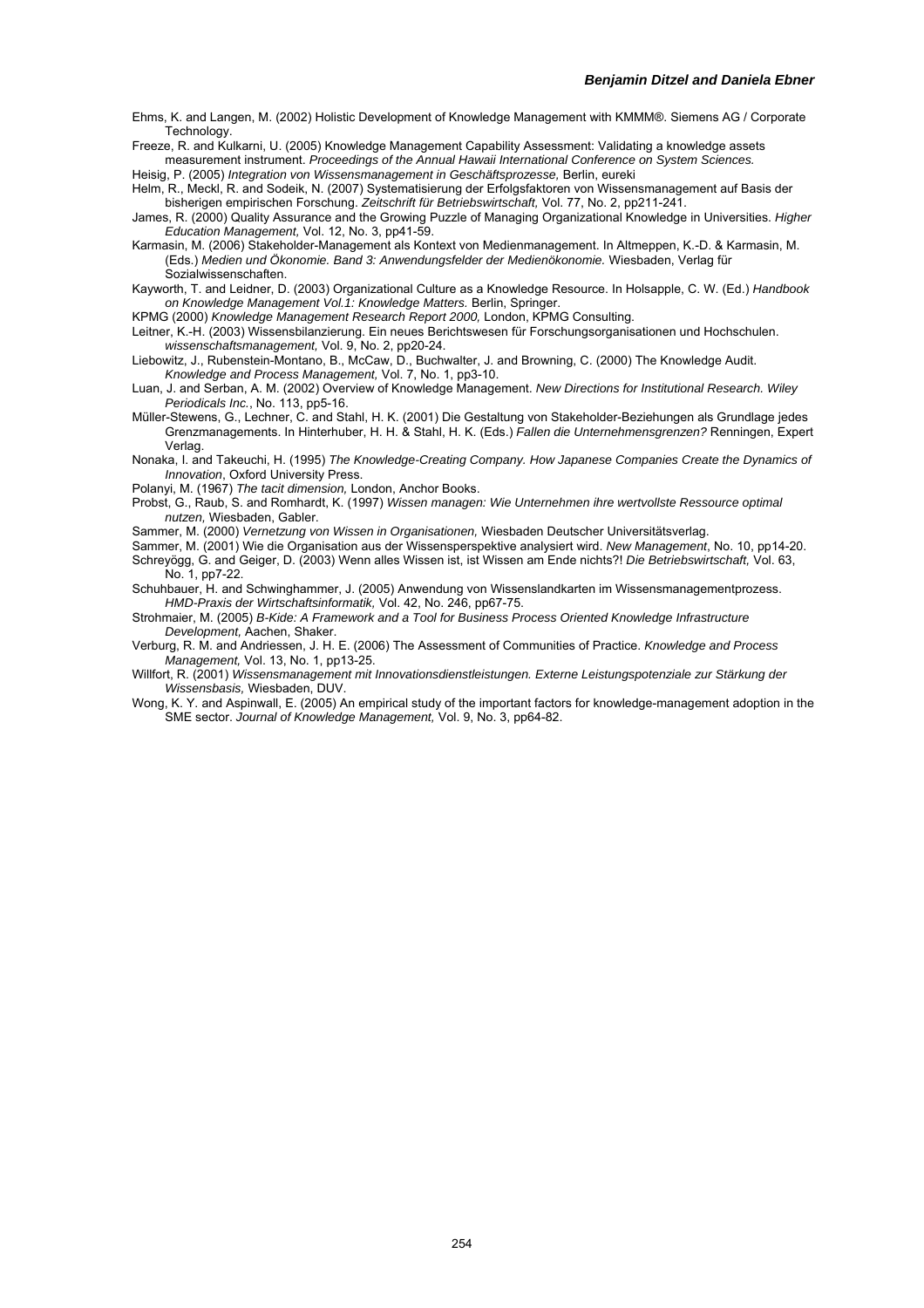Ehms, K. and Langen, M. (2002) Holistic Development of Knowledge Management with KMMM®. Siemens AG / Corporate Technology.

Freeze, R. and Kulkarni, U. (2005) Knowledge Management Capability Assessment: Validating a knowledge assets measurement instrument. *Proceedings of the Annual Hawaii International Conference on System Sciences.*

Heisig, P. (2005) *Integration von Wissensmanagement in Geschäftsprozesse,* Berlin, eureki

Helm, R., Meckl, R. and Sodeik, N. (2007) Systematisierung der Erfolgsfaktoren von Wissensmanagement auf Basis der bisherigen empirischen Forschung. *Zeitschrift für Betriebswirtschaft,* Vol. 77, No. 2, pp211-241.

James, R. (2000) Quality Assurance and the Growing Puzzle of Managing Organizational Knowledge in Universities. *Higher Education Management,* Vol. 12, No. 3, pp41-59.

Karmasin, M. (2006) Stakeholder-Management als Kontext von Medienmanagement. In Altmeppen, K.-D. & Karmasin, M. (Eds.) *Medien und Ökonomie. Band 3: Anwendungsfelder der Medienökonomie.* Wiesbaden, Verlag für Sozialwissenschaften.

Kayworth, T. and Leidner, D. (2003) Organizational Culture as a Knowledge Resource. In Holsapple, C. W. (Ed.) *Handbook on Knowledge Management Vol.1: Knowledge Matters.* Berlin, Springer.

KPMG (2000) *Knowledge Management Research Report 2000,* London, KPMG Consulting.

Leitner, K.-H. (2003) Wissensbilanzierung. Ein neues Berichtswesen für Forschungsorganisationen und Hochschulen. *wissenschaftsmanagement,* Vol. 9, No. 2, pp20-24.

Liebowitz, J., Rubenstein-Montano, B., McCaw, D., Buchwalter, J. and Browning, C. (2000) The Knowledge Audit. *Knowledge and Process Management,* Vol. 7, No. 1, pp3-10.

Luan, J. and Serban, A. M. (2002) Overview of Knowledge Management. *New Directions for Institutional Research. Wiley Periodicals Inc.*, No. 113, pp5-16.

Müller-Stewens, G., Lechner, C. and Stahl, H. K. (2001) Die Gestaltung von Stakeholder-Beziehungen als Grundlage jedes Grenzmanagements. In Hinterhuber, H. H. & Stahl, H. K. (Eds.) *Fallen die Unternehmensgrenzen?* Renningen, Expert Verlag.

Nonaka, I. and Takeuchi, H. (1995) *The Knowledge-Creating Company. How Japanese Companies Create the Dynamics of Innovation*, Oxford University Press.

Polanyi, M. (1967) *The tacit dimension,* London, Anchor Books.

Probst, G., Raub, S. and Romhardt, K. (1997) *Wissen managen: Wie Unternehmen ihre wertvollste Ressource optimal nutzen,* Wiesbaden, Gabler.

Sammer, M. (2000) *Vernetzung von Wissen in Organisationen,* Wiesbaden Deutscher Universitätsverlag.

Sammer, M. (2001) Wie die Organisation aus der Wissensperspektive analysiert wird. *New Management*, No. 10, pp14-20.

Schreyögg, G. and Geiger, D. (2003) Wenn alles Wissen ist, ist Wissen am Ende nichts?! *Die Betriebswirtschaft,* Vol. 63, No. 1, pp7-22.

Schuhbauer, H. and Schwinghammer, J. (2005) Anwendung von Wissenslandkarten im Wissensmanagementprozess. *HMD-Praxis der Wirtschaftsinformatik,* Vol. 42, No. 246, pp67-75.

Strohmaier, M. (2005) *B-Kide: A Framework and a Tool for Business Process Oriented Knowledge Infrastructure Development,* Aachen, Shaker.

Verburg, R. M. and Andriessen, J. H. E. (2006) The Assessment of Communities of Practice. *Knowledge and Process Management,* Vol. 13, No. 1, pp13-25.

Willfort, R. (2001) *Wissensmanagement mit Innovationsdienstleistungen. Externe Leistungspotenziale zur Stärkung der Wissensbasis,* Wiesbaden, DUV.

Wong, K. Y. and Aspinwall, E. (2005) An empirical study of the important factors for knowledge-management adoption in the SME sector. *Journal of Knowledge Management,* Vol. 9, No. 3, pp64-82.